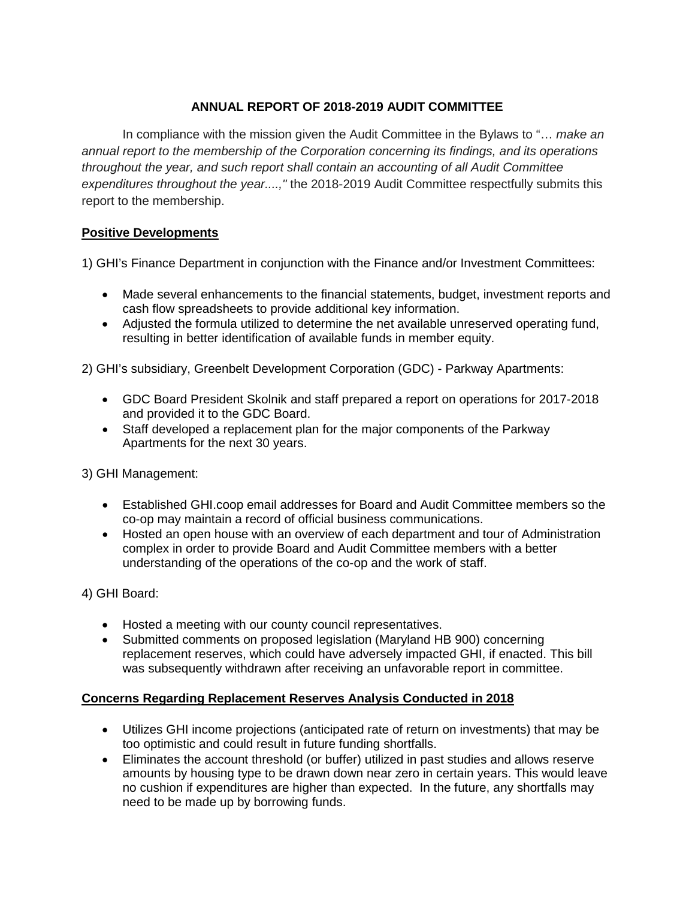# ANNUAL REPORT OF 2018-2019 AUDIT COMMITTEE

In compliance with the mission given the Audit Committee in the Bylaws to "… *make an annual report to the membership of the Corporation concerning its findings, and its operations throughout the year, and such report shall contain an accounting of all Audit Committee expenditures throughout the year....,"* the 2018-2019 Audit Committee respectfully submits this report to the membership.

## Positive Developments

1) GHI's Finance Department in conjunction with the Finance and/or Investment Committees:

- Made several enhancements to the financial statements, budget, investment reports and cash flow spreadsheets to provide additional key information.
- Adjusted the formula utilized to determine the net available unreserved operating fund, resulting in better identification of available funds in member equity.

2) GHI's subsidiary, Greenbelt Development Corporation (GDC) - Parkway Apartments:

- GDC Board President Skolnik and staff prepared a report on operations for 2017-2018 and provided it to the GDC Board.
- Staff developed a replacement plan for the major components of the Parkway Apartments for the next 30 years.

3) GHI Management:

- Established GHI.coop email addresses for Board and Audit Committee members so the co-op may maintain a record of official business communications.
- Hosted an open house with an overview of each department and tour of Administration complex in order to provide Board and Audit Committee members with a better understanding of the operations of the co-op and the work of staff.

4) GHI Board:

- Hosted a meeting with our county council representatives.
- Submitted comments on proposed legislation (Maryland HB 900) concerning replacement reserves, which could have adversely impacted GHI, if enacted. This bill was subsequently withdrawn after receiving an unfavorable report in committee.

## Concerns Regarding Replacement Reserves Analysis Conducted in 2018

- Utilizes GHI income projections (anticipated rate of return on investments) that may be too optimistic and could result in future funding shortfalls.
- Eliminates the account threshold (or buffer) utilized in past studies and allows reserve amounts by housing type to be drawn down near zero in certain years. This would leave no cushion if expenditures are higher than expected. In the future, any shortfalls may need to be made up by borrowing funds.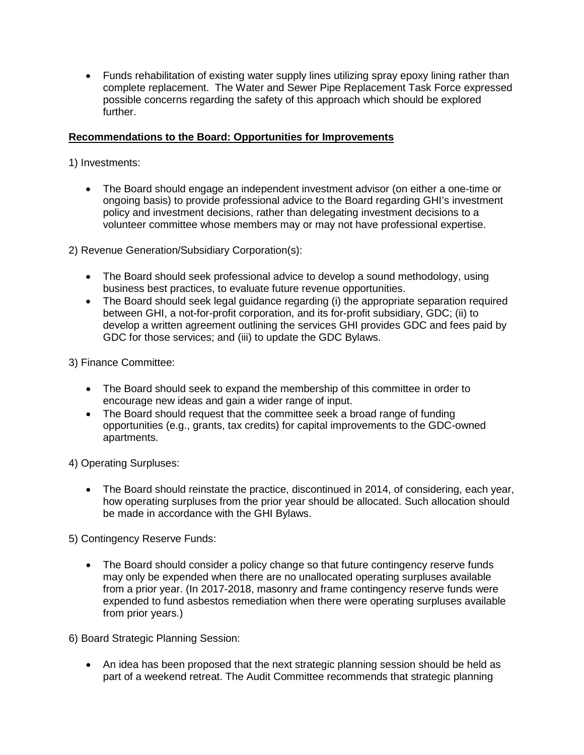- Funds rehabilitation of existing water supply lines utilizing spray epoxy lining rather than complete replacement. The Water and Sewer Pipe Replacement Task Force expressed possible concerns regarding the safety of this approach which should be explored further.

**Recommendations to the Board: Opportunities for Improvements**

1) Investments:

- The Board should engage an independent investment advisor (on either a one-time or ongoing basis) to provide professional advice to the Board regarding GHI's investment policy and investment decisions, rather than delegating investment decisions to a volunteer committee whose members may or may not have professional expertise.

2) Revenue Generation/Subsidiary Corporation(s):

- The Board should seek professional advice to develop a sound methodology, using business best practices, to evaluate future revenue opportunities.
- The Board should seek legal guidance regarding (i) the appropriate separation required between GHI, a not-for-profit corporation, and its for-profit subsidiary, GDC; (ii) to develop a written agreement outlining the services GHI provides GDC and fees paid by GDC for those services; and (iii) to update the GDC Bylaws.

3) Finance Committee:

- The Board should seek to expand the membership of this committee in order to encourage new ideas and gain a wider range of input.
- The Board should request that the committee seek a broad range of funding opportunities (e.g., grants, tax credits) for capital improvements to the GDC-owned apartments.

4) Operating Surpluses:

- The Board should reinstate the practice, discontinued in 2014, of considering, each year, how operating surpluses from the prior year should be allocated. Such allocation should be made in accordance with the GHI Bylaws.

5) Contingency Reserve Funds:

- The Board should consider a policy change so that future contingency reserve funds may only be expended when there are no unallocated operating surpluses available from a prior year. (In 2017-2018, masonry and frame contingency reserve funds were expended to fund asbestos remediation when there were operating surpluses available from prior years.)

6) Board Strategic Planning Session:

- An idea has been proposed that the next strategic planning session should be held as part of a weekend retreat. The Audit Committee recommends that strategic planning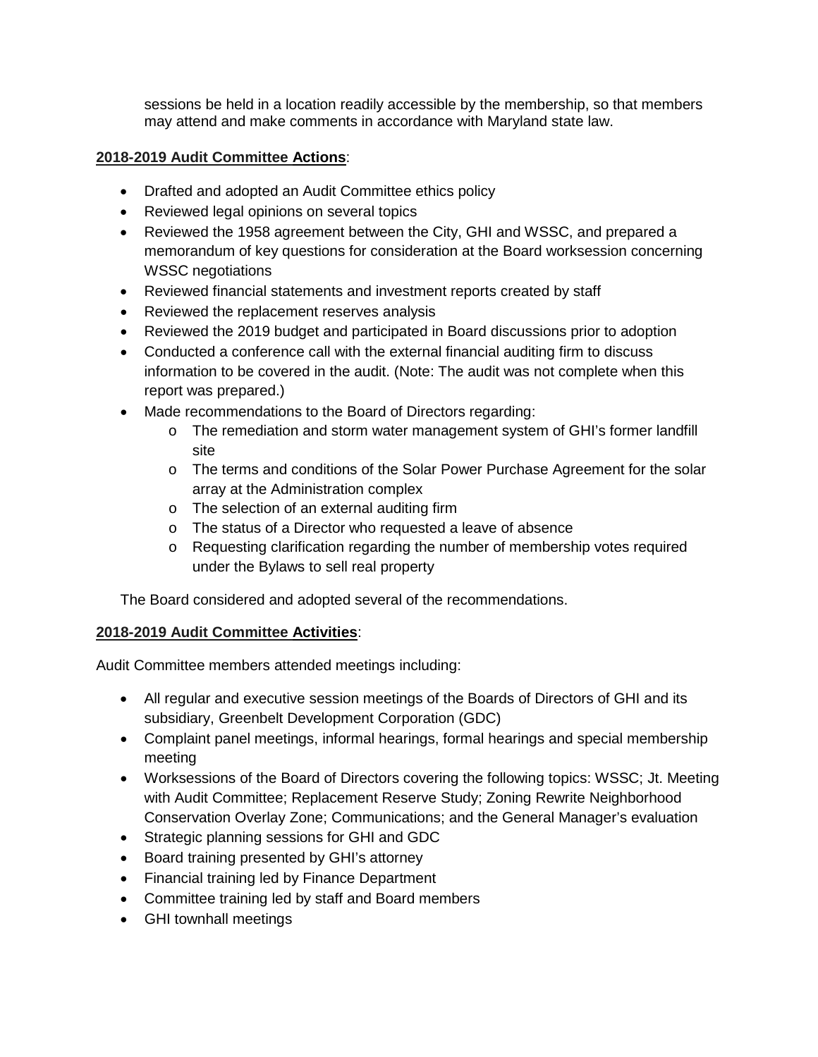sessions be held in a location readily accessible by the membership, so that members may attend and make comments in accordance with Maryland state law.

**2018-2019 Audit Committee Actions**:

- Drafted and adopted an Audit Committee ethics policy
- Reviewed legal opinions on several topics
- Reviewed the 1958 agreement between the City, GHI and WSSC, and prepared a memorandum of key questions for consideration at the Board worksession concerning WSSC negotiations
- Reviewed financial statements and investment reports created by staff
- Reviewed the replacement reserves analysis
- Reviewed the 2019 budget and participated in Board discussions prior to adoption
- Conducted a conference call with the external financial auditing firm to discuss information to be covered in the audit. (Note: The audit was not complete when this report was prepared.)
- Made recommendations to the Board of Directors regarding:
  - The remediation and storm water management system of GHI's former landfill site
  - The terms and conditions of the Solar Power Purchase Agreement for the solar array at the Administration complex
  - The selection of an external auditing firm
  - The status of a Director who requested a leave of absence
  - Requesting clarification regarding the number of membership votes required under the Bylaws to sell real property

The Board considered and adopted several of the recommendations.

**2018-2019 Audit Committee Activities**:

Audit Committee members attended meetings including:

- All regular and executive session meetings of the Boards of Directors of GHI and its subsidiary, Greenbelt Development Corporation (GDC)
- Complaint panel meetings, informal hearings, formal hearings and special membership meeting
- Worksessions of the Board of Directors covering the following topics: WSSC; Jt. Meeting with Audit Committee; Replacement Reserve Study; Zoning Rewrite Neighborhood Conservation Overlay Zone; Communications; and the General Manager's evaluation
- Strategic planning sessions for GHI and GDC
- Board training presented by GHI's attorney
- Financial training led by Finance Department
- Committee training led by staff and Board members
- GHI townhall meetings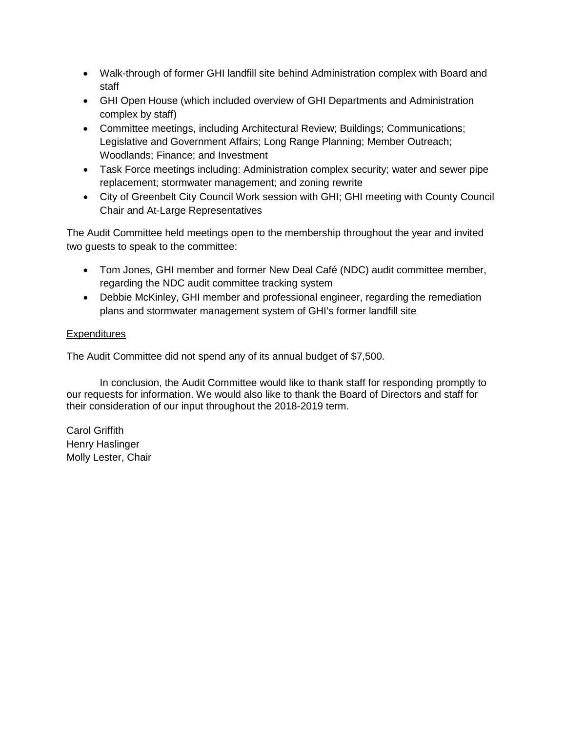- Walk-through of former GHI landfill site behind Administration complex with Board and staff
- GHI Open House (which included overview of GHI Departments and Administration complex by staff)
- Committee meetings, including Architectural Review; Buildings; Communications; Legislative and Government Affairs; Long Range Planning; Member Outreach; Woodlands; Finance; and Investment
- Task Force meetings including: Administration complex security; water and sewer pipe replacement; stormwater management; and zoning rewrite
- City of Greenbelt City Council Work session with GHI; GHI meeting with County Council Chair and At-Large Representatives

The Audit Committee held meetings open to the membership throughout the year and invited two guests to speak to the committee:

- Tom Jones, GHI member and former New Deal Café (NDC) audit committee member, regarding the NDC audit committee tracking system
- Debbie McKinley, GHI member and professional engineer, regarding the remediation plans and stormwater management system of GHI's former landfill site

<u>Expenditures</u>

The Audit Committee did not spend any of its annual budget of $7,500.

In conclusion, the Audit Committee would like to thank staff for responding promptly to our requests for information. We would also like to thank the Board of Directors and staff for their consideration of our input throughout the 2018-2019 term.

Carol Griffith  
Henry Haslinger  
Molly Lester, Chair